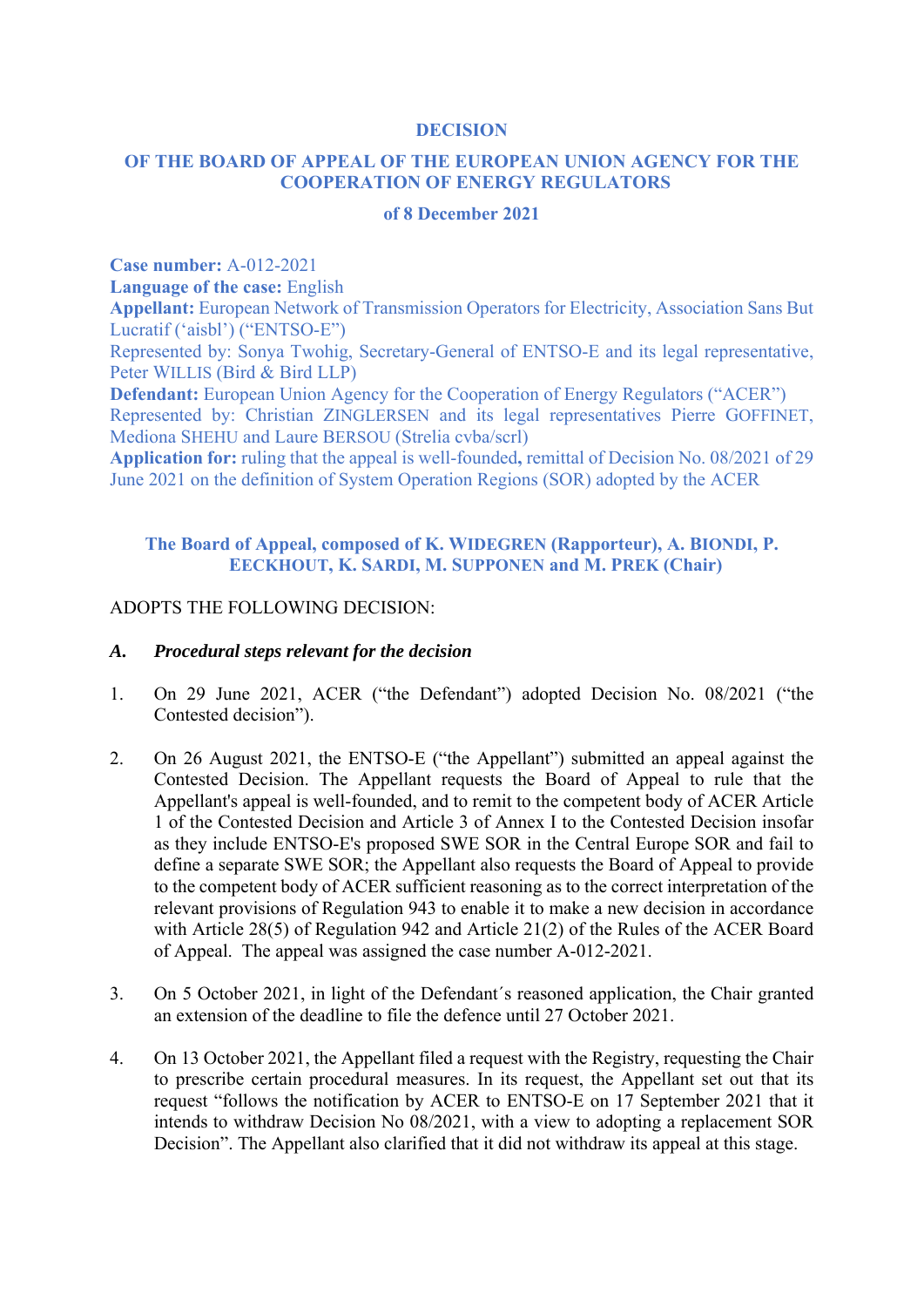# DECISION

## OF THE BOARD OF APPEAL OF THE EUROPEAN UNION AGENCY FOR THE COOPERATION OF ENERGY REGULATORS

### of 8 December 2021

**Case number:** A-012-2021
**Language of the case:** English
**Appellant:** European Network of Transmission Operators for Electricity, Association Sans But Lucratif (‘aisbl’) (“ENTSO-E”)
Represented by: Sonya Twohig, Secretary-General of ENTSO-E and its legal representative, Peter WILLIS (Bird & Bird LLP)
**Defendant:** European Union Agency for the Cooperation of Energy Regulators (“ACER”)
Represented by: Christian ZINGLERSEN and its legal representatives Pierre GOFFINET, Mediona SHEHU and Laure BERSOU (Strelia cvba/scrl)
**Application for:** ruling that the appeal is well-founded**,** remittal of Decision No. 08/2021 of 29 June 2021 on the definition of System Operation Regions (SOR) adopted by the ACER

**The Board of Appeal, composed of K. WIDEGREN (Rapporteur), A. BIONDI, P. EECKHOUT, K. SARDI, M. SUPPONEN and M. PREK (Chair)**

ADOPTS THE FOLLOWING DECISION:

***A. Procedural steps relevant for the decision***

1. On 29 June 2021, ACER (“the Defendant”) adopted Decision No. 08/2021 (“the Contested decision”).

2. On 26 August 2021, the ENTSO-E (“the Appellant”) submitted an appeal against the Contested Decision. The Appellant requests the Board of Appeal to rule that the Appellant's appeal is well-founded, and to remit to the competent body of ACER Article 1 of the Contested Decision and Article 3 of Annex I to the Contested Decision insofar as they include ENTSO-E's proposed SWE SOR in the Central Europe SOR and fail to define a separate SWE SOR; the Appellant also requests the Board of Appeal to provide to the competent body of ACER sufficient reasoning as to the correct interpretation of the relevant provisions of Regulation 943 to enable it to make a new decision in accordance with Article 28(5) of Regulation 942 and Article 21(2) of the Rules of the ACER Board of Appeal. The appeal was assigned the case number A-012-2021.

3. On 5 October 2021, in light of the Defendant´s reasoned application, the Chair granted an extension of the deadline to file the defence until 27 October 2021.

4. On 13 October 2021, the Appellant filed a request with the Registry, requesting the Chair to prescribe certain procedural measures. In its request, the Appellant set out that its request “follows the notification by ACER to ENTSO-E on 17 September 2021 that it intends to withdraw Decision No 08/2021, with a view to adopting a replacement SOR Decision”. The Appellant also clarified that it did not withdraw its appeal at this stage.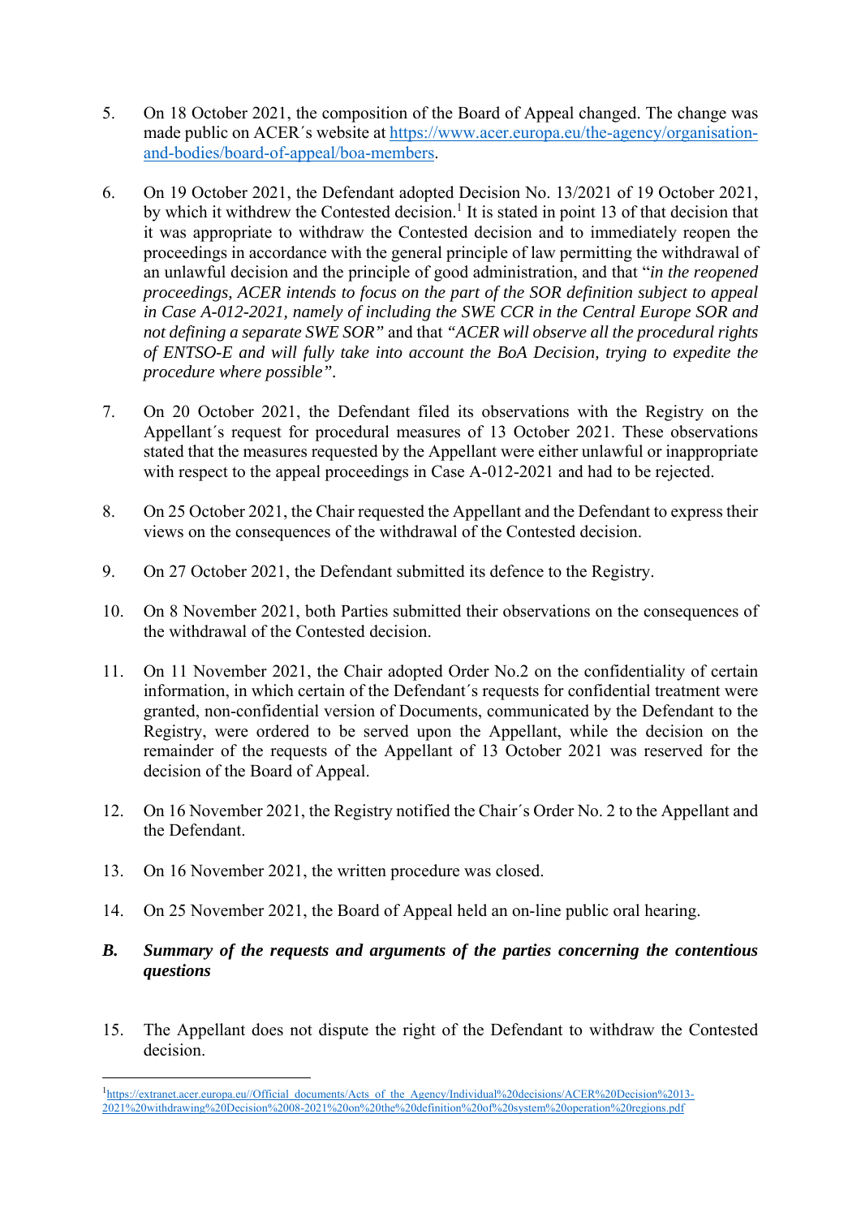5. On 18 October 2021, the composition of the Board of Appeal changed. The change was made public on ACER´s website at https://www.acer.europa.eu/the-agency/organisation-and-bodies/board-of-appeal/boa-members.

6. On 19 October 2021, the Defendant adopted Decision No. 13/2021 of 19 October 2021, by which it withdrew the Contested decision.[1] It is stated in point 13 of that decision that it was appropriate to withdraw the Contested decision and to immediately reopen the proceedings in accordance with the general principle of law permitting the withdrawal of an unlawful decision and the principle of good administration, and that "*in the reopened proceedings, ACER intends to focus on the part of the SOR definition subject to appeal in Case A-012-2021, namely of including the SWE CCR in the Central Europe SOR and not defining a separate SWE SOR*" and that *"ACER will observe all the procedural rights of ENTSO-E and will fully take into account the BoA Decision, trying to expedite the procedure where possible"*.

7. On 20 October 2021, the Defendant filed its observations with the Registry on the Appellant´s request for procedural measures of 13 October 2021. These observations stated that the measures requested by the Appellant were either unlawful or inappropriate with respect to the appeal proceedings in Case A-012-2021 and had to be rejected.

8. On 25 October 2021, the Chair requested the Appellant and the Defendant to express their views on the consequences of the withdrawal of the Contested decision.

9. On 27 October 2021, the Defendant submitted its defence to the Registry.

10. On 8 November 2021, both Parties submitted their observations on the consequences of the withdrawal of the Contested decision.

11. On 11 November 2021, the Chair adopted Order No.2 on the confidentiality of certain information, in which certain of the Defendant´s requests for confidential treatment were granted, non-confidential version of Documents, communicated by the Defendant to the Registry, were ordered to be served upon the Appellant, while the decision on the remainder of the requests of the Appellant of 13 October 2021 was reserved for the decision of the Board of Appeal.

12. On 16 November 2021, the Registry notified the Chair´s Order No. 2 to the Appellant and the Defendant.

13. On 16 November 2021, the written procedure was closed.

14. On 25 November 2021, the Board of Appeal held an on-line public oral hearing.

## *B. Summary of the requests and arguments of the parties concerning the contentious questions*

15. The Appellant does not dispute the right of the Defendant to withdraw the Contested decision.

---

[1] https://extranet.acer.europa.eu//Official_documents/Acts_of_the_Agency/Individual%20decisions/ACER%20Decision%2013-2021%20withdrawing%20Decision%2008-2021%20on%20the%20definition%20of%20system%20operation%20regions.pdf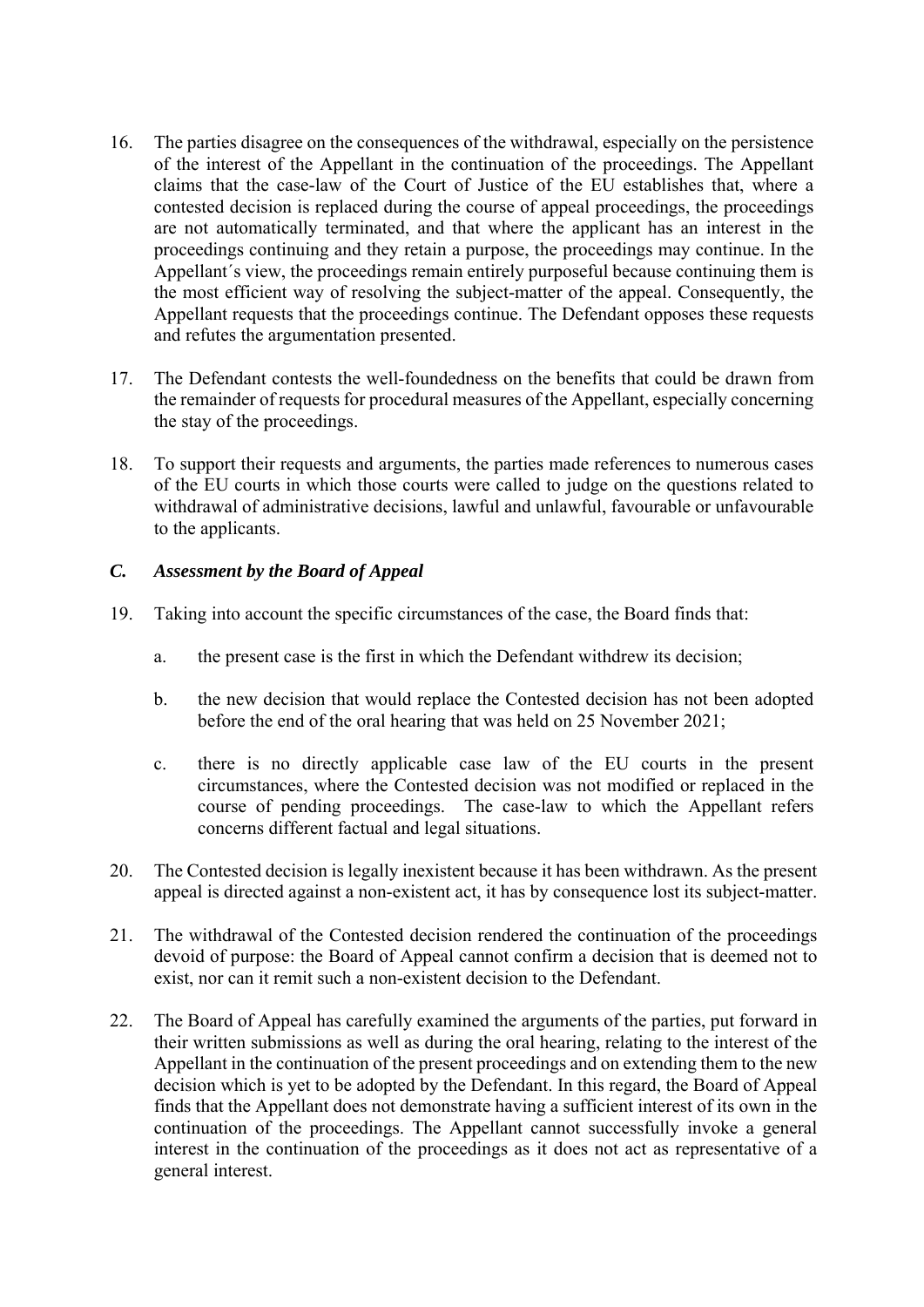16. The parties disagree on the consequences of the withdrawal, especially on the persistence of the interest of the Appellant in the continuation of the proceedings. The Appellant claims that the case-law of the Court of Justice of the EU establishes that, where a contested decision is replaced during the course of appeal proceedings, the proceedings are not automatically terminated, and that where the applicant has an interest in the proceedings continuing and they retain a purpose, the proceedings may continue. In the Appellant´s view, the proceedings remain entirely purposeful because continuing them is the most efficient way of resolving the subject-matter of the appeal. Consequently, the Appellant requests that the proceedings continue. The Defendant opposes these requests and refutes the argumentation presented.

17. The Defendant contests the well-foundedness on the benefits that could be drawn from the remainder of requests for procedural measures of the Appellant, especially concerning the stay of the proceedings.

18. To support their requests and arguments, the parties made references to numerous cases of the EU courts in which those courts were called to judge on the questions related to withdrawal of administrative decisions, lawful and unlawful, favourable or unfavourable to the applicants.

### *C. Assessment by the Board of Appeal*

19. Taking into account the specific circumstances of the case, the Board finds that:

    a. the present case is the first in which the Defendant withdrew its decision;

    b. the new decision that would replace the Contested decision has not been adopted before the end of the oral hearing that was held on 25 November 2021;

    c. there is no directly applicable case law of the EU courts in the present circumstances, where the Contested decision was not modified or replaced in the course of pending proceedings. The case-law to which the Appellant refers concerns different factual and legal situations.

20. The Contested decision is legally inexistent because it has been withdrawn. As the present appeal is directed against a non-existent act, it has by consequence lost its subject-matter.

21. The withdrawal of the Contested decision rendered the continuation of the proceedings devoid of purpose: the Board of Appeal cannot confirm a decision that is deemed not to exist, nor can it remit such a non-existent decision to the Defendant.

22. The Board of Appeal has carefully examined the arguments of the parties, put forward in their written submissions as well as during the oral hearing, relating to the interest of the Appellant in the continuation of the present proceedings and on extending them to the new decision which is yet to be adopted by the Defendant. In this regard, the Board of Appeal finds that the Appellant does not demonstrate having a sufficient interest of its own in the continuation of the proceedings. The Appellant cannot successfully invoke a general interest in the continuation of the proceedings as it does not act as representative of a general interest.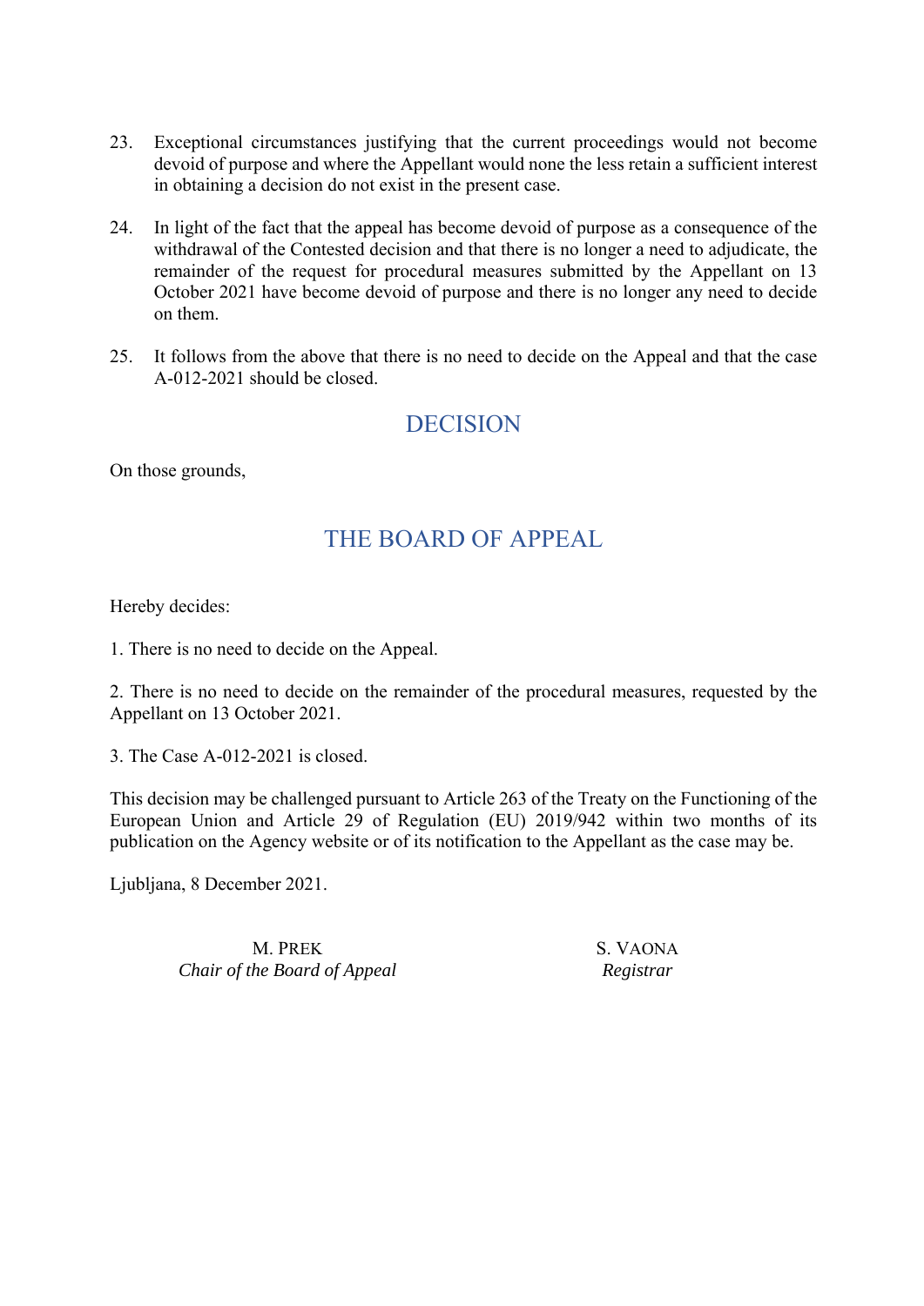23. Exceptional circumstances justifying that the current proceedings would not become devoid of purpose and where the Appellant would none the less retain a sufficient interest in obtaining a decision do not exist in the present case.

24. In light of the fact that the appeal has become devoid of purpose as a consequence of the withdrawal of the Contested decision and that there is no longer a need to adjudicate, the remainder of the request for procedural measures submitted by the Appellant on 13 October 2021 have become devoid of purpose and there is no longer any need to decide on them.

25. It follows from the above that there is no need to decide on the Appeal and that the case A-012-2021 should be closed.

## DECISION

On those grounds,

## THE BOARD OF APPEAL

Hereby decides:

1. There is no need to decide on the Appeal.

2. There is no need to decide on the remainder of the procedural measures, requested by the Appellant on 13 October 2021.

3. The Case A-012-2021 is closed.

This decision may be challenged pursuant to Article 263 of the Treaty on the Functioning of the European Union and Article 29 of Regulation (EU) 2019/942 within two months of its publication on the Agency website or of its notification to the Appellant as the case may be.

Ljubljana, 8 December 2021.

M. PREK
*Chair of the Board of Appeal*

S. VAONA
*Registrar*